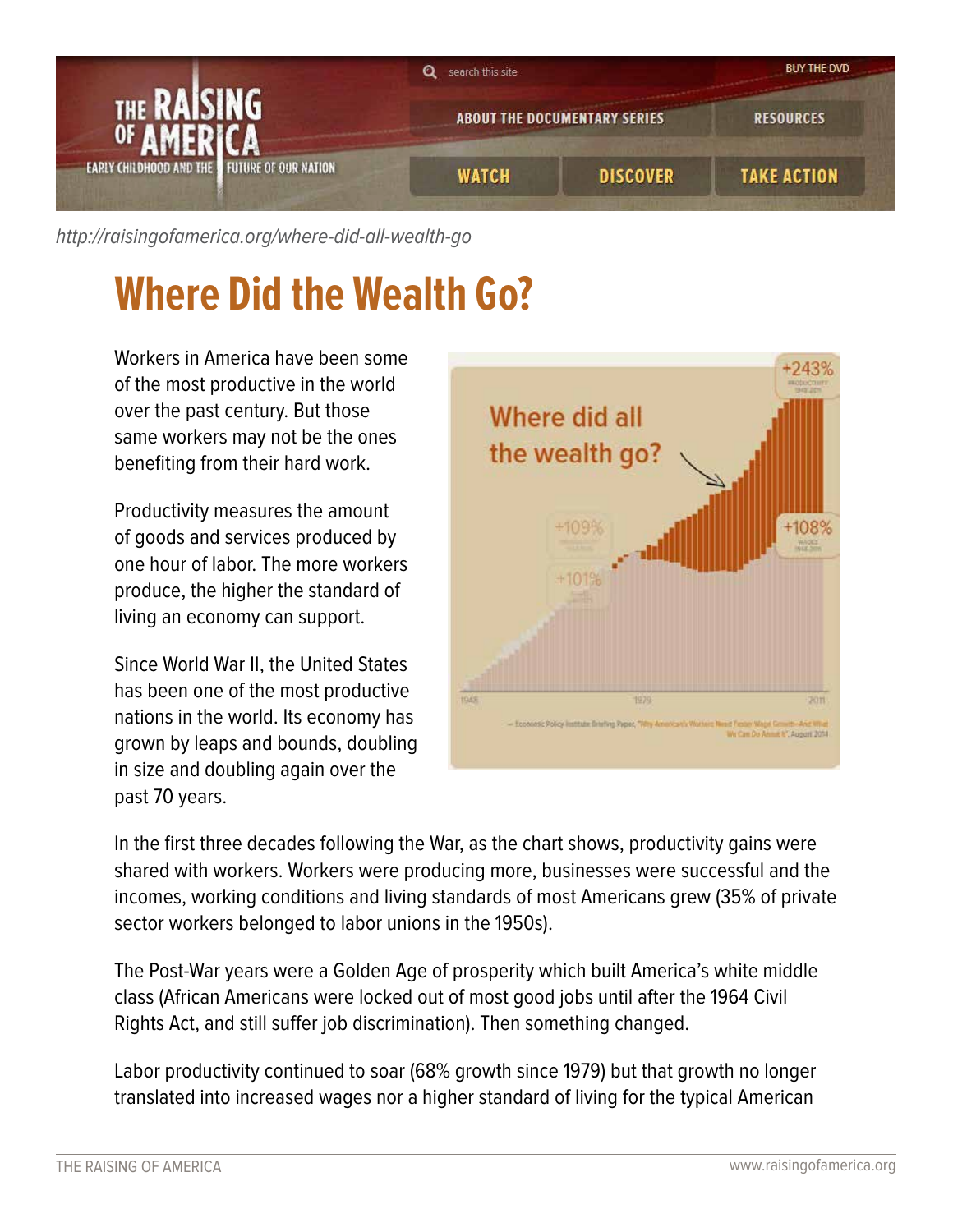http://raisingofamerica.org/where-did-all-wealth-go

# Where Did the Wealth Go?

Workers in America have been some of the most productive in the world over the past century. But those same workers may not be the ones benefiting from their hard work.

Productivity measures the amount of goods and services produced by one hour of labor. The more workers produce, the higher the standard of living an economy can support.

Since World War II, the United States has been one of the most productive nations in the world. Its economy has grown by leaps and bounds, doubling in size and doubling again over the past 70 years.

In the first three decades following the War, as the chart shows, productivity gains were shared with workers. Workers were producing more, businesses were successful and the incomes, working conditions and living standards of most Americans grew (35% of private sector workers belonged to labor unions in the 1950s).

The Post-War years were a Golden Age of prosperity which built America's white middle class (African Americans were locked out of most good jobs until after the 1964 Civil Rights Act, and still suffer job discrimination). Then something changed.

Labor productivity continued to soar (68% growth since 1979) but that growth no longer translated into increased wages nor a higher standard of living for the typical American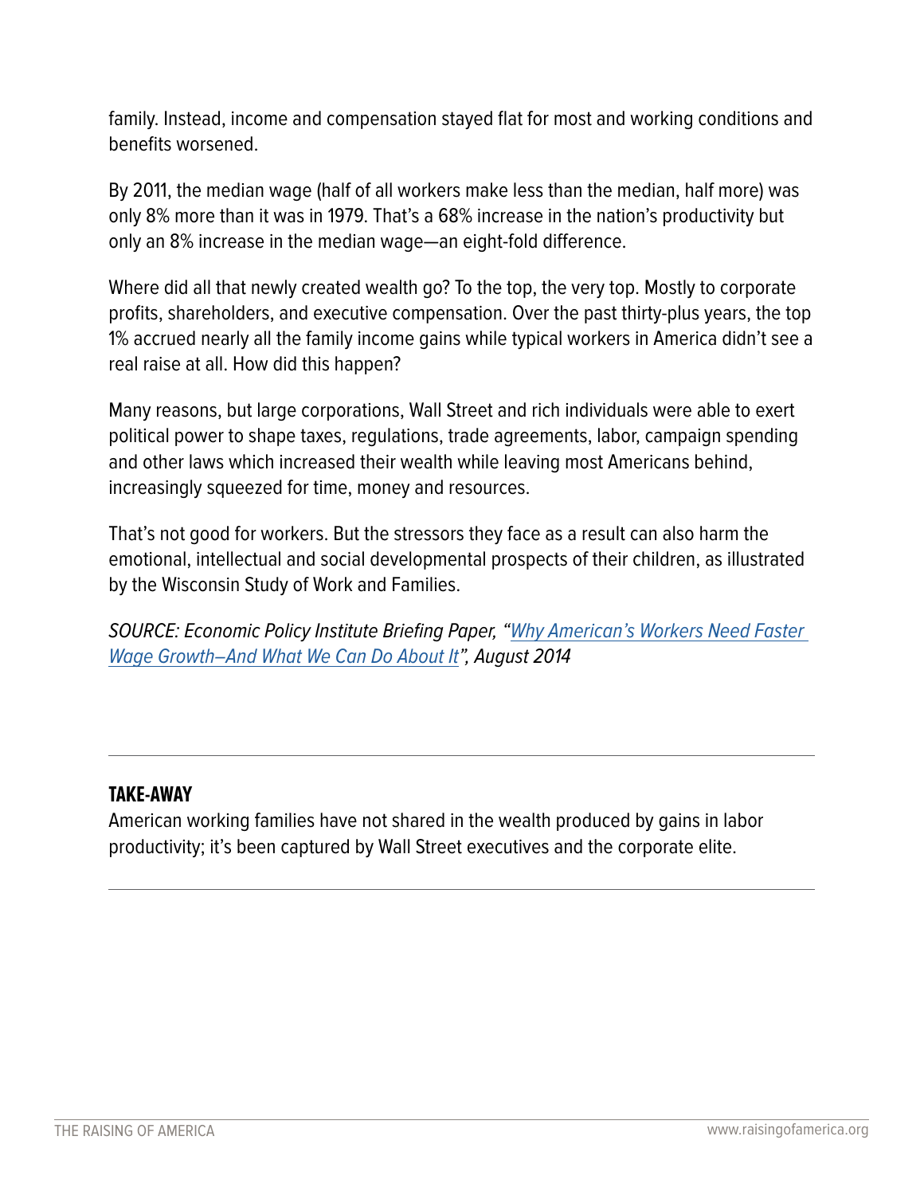family. Instead, income and compensation stayed flat for most and working conditions and benefits worsened.

By 2011, the median wage (half of all workers make less than the median, half more) was only 8% more than it was in 1979. That's a 68% increase in the nation's productivity but only an 8% increase in the median wage—an eight-fold difference.

Where did all that newly created wealth go? To the top, the very top. Mostly to corporate profits, shareholders, and executive compensation. Over the past thirty-plus years, the top 1% accrued nearly all the family income gains while typical workers in America didn't see a real raise at all. How did this happen?

Many reasons, but large corporations, Wall Street and rich individuals were able to exert political power to shape taxes, regulations, trade agreements, labor, campaign spending and other laws which increased their wealth while leaving most Americans behind, increasingly squeezed for time, money and resources.

That's not good for workers. But the stressors they face as a result can also harm the emotional, intellectual and social developmental prospects of their children, as illustrated by the Wisconsin Study of Work and Families.

*SOURCE: Economic Policy Institute Briefing Paper, "Why American's Workers Need Faster Wage Growth–And What We Can Do About It", August 2014*

---

**TAKE-AWAY**

American working families have not shared in the wealth produced by gains in labor productivity; it's been captured by Wall Street executives and the corporate elite.

---